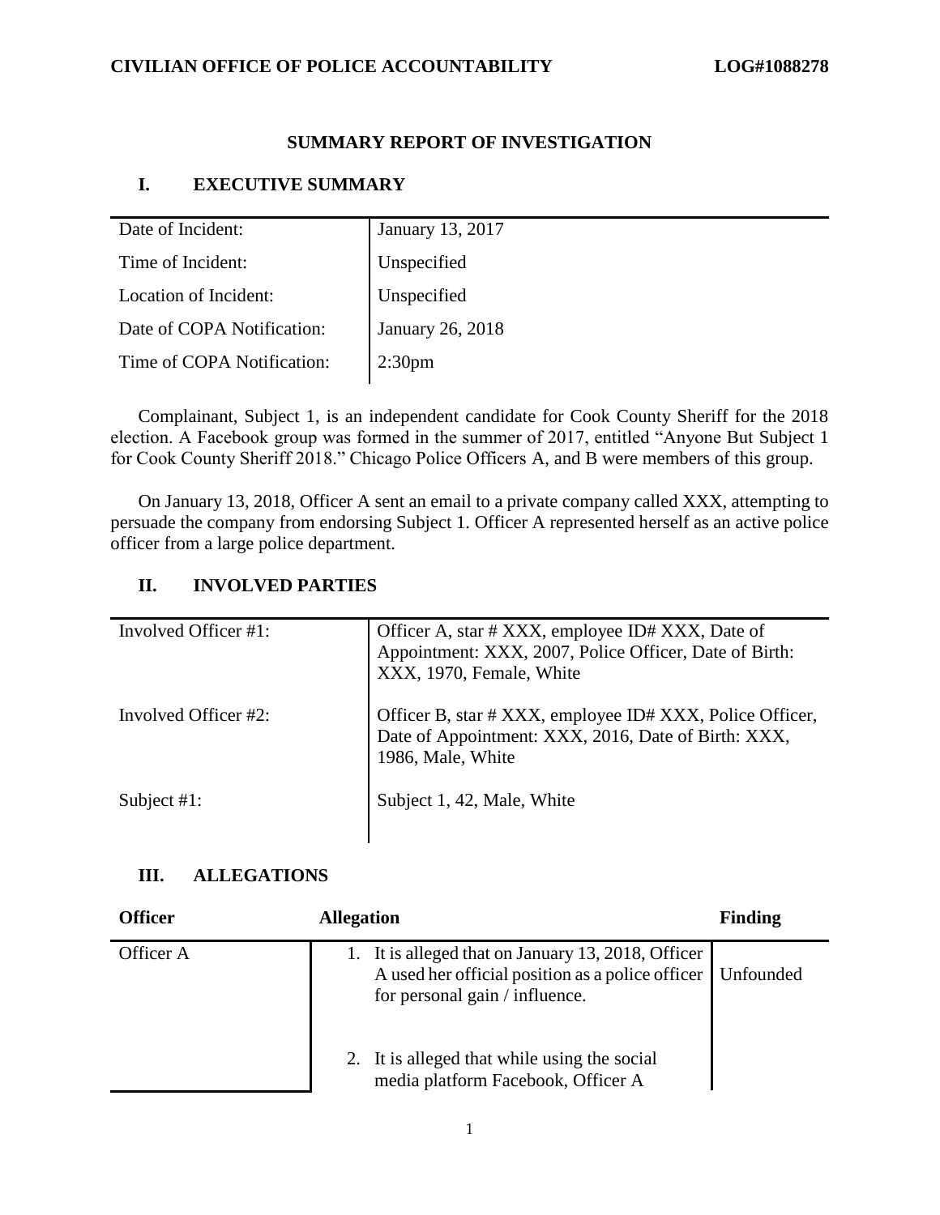**CIVILIAN OFFICE OF POLICE ACCOUNTABILITY** **LOG#1088278**

## SUMMARY REPORT OF INVESTIGATION

### I. EXECUTIVE SUMMARY

| | |
|---|---|
| Date of Incident: | January 13, 2017 |
| Time of Incident: | Unspecified |
| Location of Incident: | Unspecified |
| Date of COPA Notification: | January 26, 2018 |
| Time of COPA Notification: | 2:30pm |

Complainant, Subject 1, is an independent candidate for Cook County Sheriff for the 2018 election. A Facebook group was formed in the summer of 2017, entitled "Anyone But Subject 1 for Cook County Sheriff 2018." Chicago Police Officers A, and B were members of this group.

On January 13, 2018, Officer A sent an email to a private company called XXX, attempting to persuade the company from endorsing Subject 1. Officer A represented herself as an active police officer from a large police department.

### II. INVOLVED PARTIES

| | |
|---|---|
| Involved Officer #1: | Officer A, star # XXX, employee ID# XXX, Date of Appointment: XXX, 2007, Police Officer, Date of Birth: XXX, 1970, Female, White |
| Involved Officer #2: | Officer B, star # XXX, employee ID# XXX, Police Officer, Date of Appointment: XXX, 2016, Date of Birth: XXX, 1986, Male, White |
| Subject #1: | Subject 1, 42, Male, White |

### III. ALLEGATIONS

| Officer | Allegation | Finding |
|---|---|---|
| Officer A | 1. It is alleged that on January 13, 2018, Officer A used her official position as a police officer for personal gain / influence. | Unfounded |
| | 2. It is alleged that while using the social media platform Facebook, Officer A | |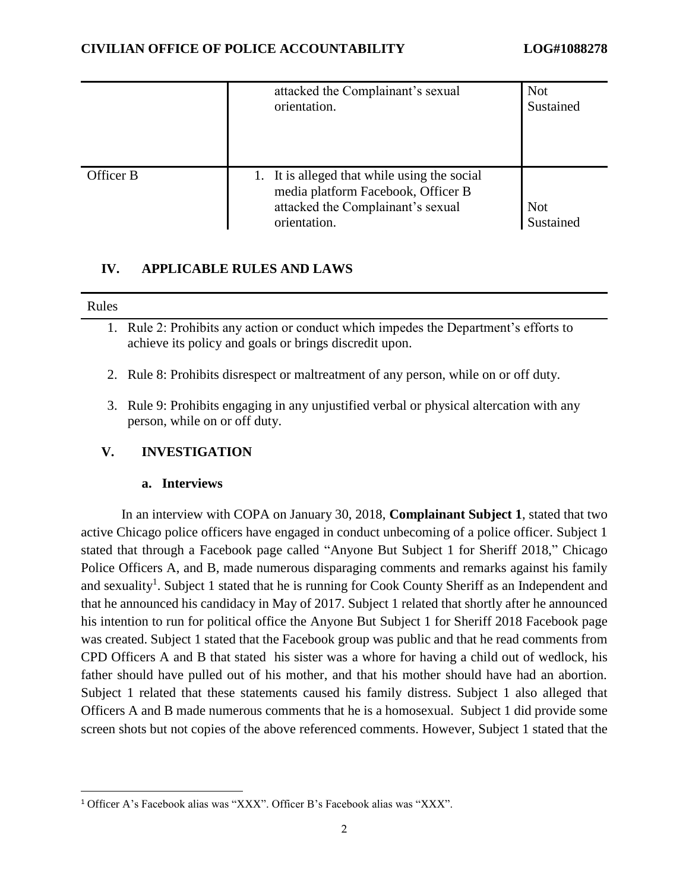| | | |
|---|---|---|
| | attacked the Complainant's sexual orientation. | Not Sustained |
| Officer B | 1. It is alleged that while using the social media platform Facebook, Officer B attacked the Complainant's sexual orientation. | Not Sustained |

## IV. APPLICABLE RULES AND LAWS

**Rules**

1. Rule 2: Prohibits any action or conduct which impedes the Department's efforts to achieve its policy and goals or brings discredit upon.
2. Rule 8: Prohibits disrespect or maltreatment of any person, while on or off duty.
3. Rule 9: Prohibits engaging in any unjustified verbal or physical altercation with any person, while on or off duty.

## V. INVESTIGATION

### a. Interviews

In an interview with COPA on January 30, 2018, **Complainant Subject 1**, stated that two active Chicago police officers have engaged in conduct unbecoming of a police officer. Subject 1 stated that through a Facebook page called "Anyone But Subject 1 for Sheriff 2018," Chicago Police Officers A, and B, made numerous disparaging comments and remarks against his family and sexuality[1]. Subject 1 stated that he is running for Cook County Sheriff as an Independent and that he announced his candidacy in May of 2017. Subject 1 related that shortly after he announced his intention to run for political office the Anyone But Subject 1 for Sheriff 2018 Facebook page was created. Subject 1 stated that the Facebook group was public and that he read comments from CPD Officers A and B that stated his sister was a whore for having a child out of wedlock, his father should have pulled out of his mother, and that his mother should have had an abortion. Subject 1 related that these statements caused his family distress. Subject 1 also alleged that Officers A and B made numerous comments that he is a homosexual. Subject 1 did provide some screen shots but not copies of the above referenced comments. However, Subject 1 stated that the

[1] Officer A's Facebook alias was "XXX". Officer B's Facebook alias was "XXX".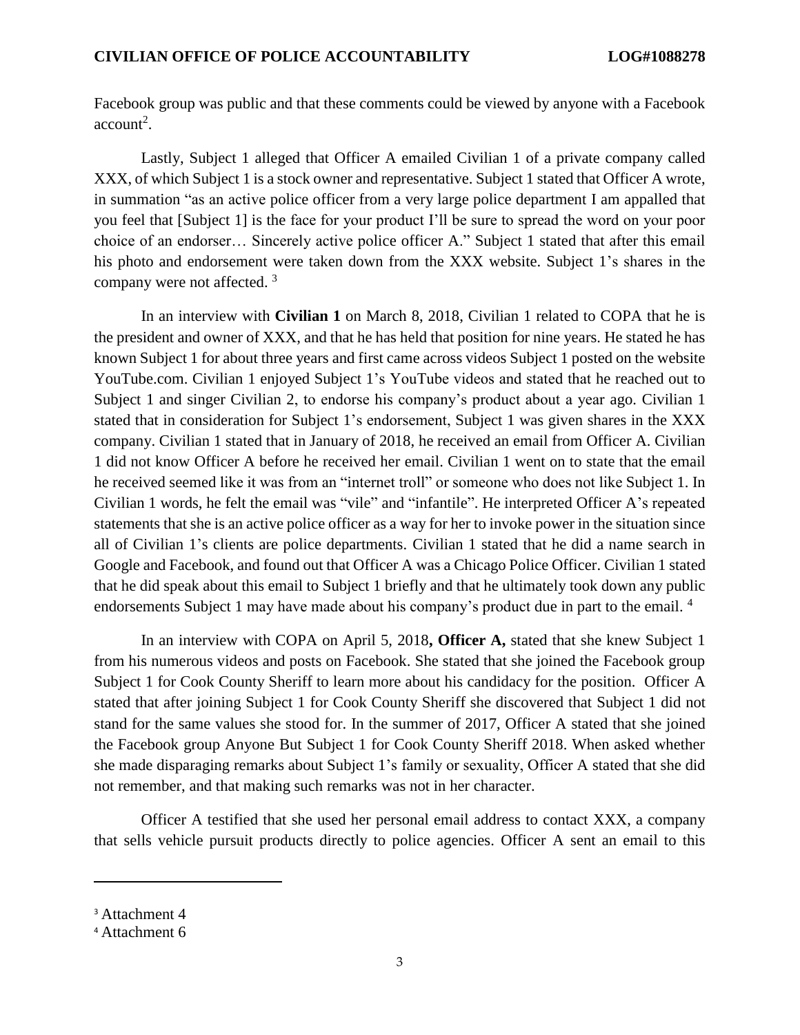Facebook group was public and that these comments could be viewed by anyone with a Facebook account[2].

Lastly, Subject 1 alleged that Officer A emailed Civilian 1 of a private company called XXX, of which Subject 1 is a stock owner and representative. Subject 1 stated that Officer A wrote, in summation "as an active police officer from a very large police department I am appalled that you feel that [Subject 1] is the face for your product I'll be sure to spread the word on your poor choice of an endorser… Sincerely active police officer A." Subject 1 stated that after this email his photo and endorsement were taken down from the XXX website. Subject 1's shares in the company were not affected. [3]

In an interview with **Civilian 1** on March 8, 2018, Civilian 1 related to COPA that he is the president and owner of XXX, and that he has held that position for nine years. He stated he has known Subject 1 for about three years and first came across videos Subject 1 posted on the website YouTube.com. Civilian 1 enjoyed Subject 1's YouTube videos and stated that he reached out to Subject 1 and singer Civilian 2, to endorse his company's product about a year ago. Civilian 1 stated that in consideration for Subject 1's endorsement, Subject 1 was given shares in the XXX company. Civilian 1 stated that in January of 2018, he received an email from Officer A. Civilian 1 did not know Officer A before he received her email. Civilian 1 went on to state that the email he received seemed like it was from an "internet troll" or someone who does not like Subject 1. In Civilian 1 words, he felt the email was "vile" and "infantile". He interpreted Officer A's repeated statements that she is an active police officer as a way for her to invoke power in the situation since all of Civilian 1's clients are police departments. Civilian 1 stated that he did a name search in Google and Facebook, and found out that Officer A was a Chicago Police Officer. Civilian 1 stated that he did speak about this email to Subject 1 briefly and that he ultimately took down any public endorsements Subject 1 may have made about his company's product due in part to the email. [4]

In an interview with COPA on April 5, 2018**, Officer A,** stated that she knew Subject 1 from his numerous videos and posts on Facebook. She stated that she joined the Facebook group Subject 1 for Cook County Sheriff to learn more about his candidacy for the position. Officer A stated that after joining Subject 1 for Cook County Sheriff she discovered that Subject 1 did not stand for the same values she stood for. In the summer of 2017, Officer A stated that she joined the Facebook group Anyone But Subject 1 for Cook County Sheriff 2018. When asked whether she made disparaging remarks about Subject 1's family or sexuality, Officer A stated that she did not remember, and that making such remarks was not in her character.

Officer A testified that she used her personal email address to contact XXX, a company that sells vehicle pursuit products directly to police agencies. Officer A sent an email to this

[3] Attachment 4

[4] Attachment 6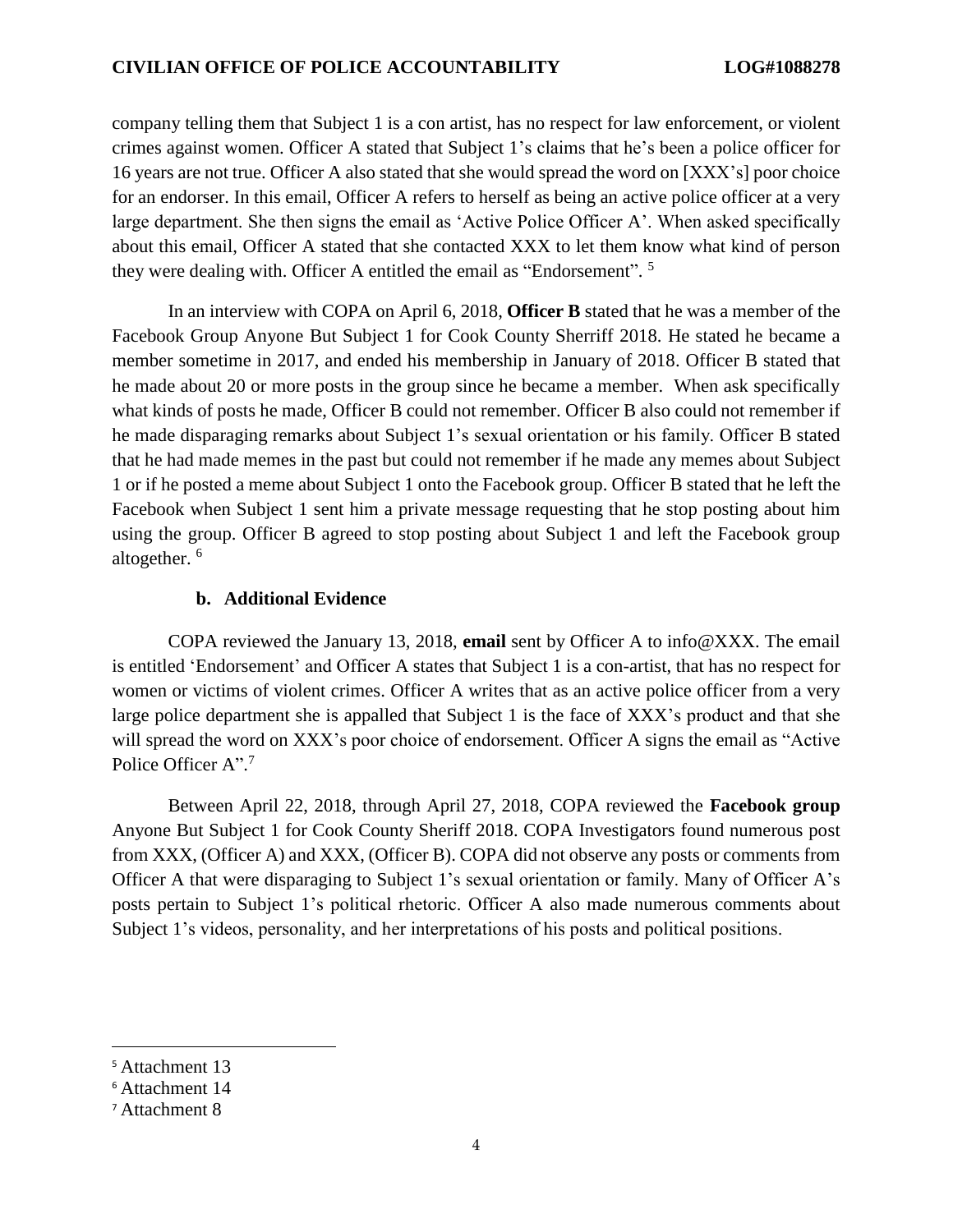company telling them that Subject 1 is a con artist, has no respect for law enforcement, or violent crimes against women. Officer A stated that Subject 1's claims that he's been a police officer for 16 years are not true. Officer A also stated that she would spread the word on [XXX's] poor choice for an endorser. In this email, Officer A refers to herself as being an active police officer at a very large department. She then signs the email as 'Active Police Officer A'. When asked specifically about this email, Officer A stated that she contacted XXX to let them know what kind of person they were dealing with. Officer A entitled the email as "Endorsement". [5]

In an interview with COPA on April 6, 2018, **Officer B** stated that he was a member of the Facebook Group Anyone But Subject 1 for Cook County Sherriff 2018. He stated he became a member sometime in 2017, and ended his membership in January of 2018. Officer B stated that he made about 20 or more posts in the group since he became a member. When ask specifically what kinds of posts he made, Officer B could not remember. Officer B also could not remember if he made disparaging remarks about Subject 1's sexual orientation or his family. Officer B stated that he had made memes in the past but could not remember if he made any memes about Subject 1 or if he posted a meme about Subject 1 onto the Facebook group. Officer B stated that he left the Facebook when Subject 1 sent him a private message requesting that he stop posting about him using the group. Officer B agreed to stop posting about Subject 1 and left the Facebook group altogether. [6]

### b. Additional Evidence

COPA reviewed the January 13, 2018, **email** sent by Officer A to info@XXX. The email is entitled 'Endorsement' and Officer A states that Subject 1 is a con-artist, that has no respect for women or victims of violent crimes. Officer A writes that as an active police officer from a very large police department she is appalled that Subject 1 is the face of XXX's product and that she will spread the word on XXX's poor choice of endorsement. Officer A signs the email as "Active Police Officer A".[7]

Between April 22, 2018, through April 27, 2018, COPA reviewed the **Facebook group** Anyone But Subject 1 for Cook County Sheriff 2018. COPA Investigators found numerous post from XXX, (Officer A) and XXX, (Officer B). COPA did not observe any posts or comments from Officer A that were disparaging to Subject 1's sexual orientation or family. Many of Officer A's posts pertain to Subject 1's political rhetoric. Officer A also made numerous comments about Subject 1's videos, personality, and her interpretations of his posts and political positions.

---

[5] Attachment 13

[6] Attachment 14

[7] Attachment 8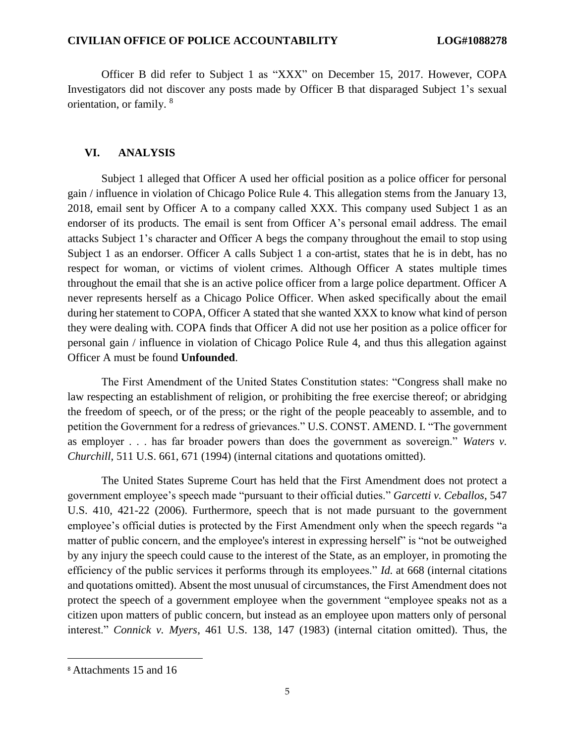Officer B did refer to Subject 1 as "XXX" on December 15, 2017. However, COPA Investigators did not discover any posts made by Officer B that disparaged Subject 1's sexual orientation, or family. [8]

## VI. ANALYSIS

Subject 1 alleged that Officer A used her official position as a police officer for personal gain / influence in violation of Chicago Police Rule 4. This allegation stems from the January 13, 2018, email sent by Officer A to a company called XXX. This company used Subject 1 as an endorser of its products. The email is sent from Officer A's personal email address. The email attacks Subject 1's character and Officer A begs the company throughout the email to stop using Subject 1 as an endorser. Officer A calls Subject 1 a con-artist, states that he is in debt, has no respect for woman, or victims of violent crimes. Although Officer A states multiple times throughout the email that she is an active police officer from a large police department. Officer A never represents herself as a Chicago Police Officer. When asked specifically about the email during her statement to COPA, Officer A stated that she wanted XXX to know what kind of person they were dealing with. COPA finds that Officer A did not use her position as a police officer for personal gain / influence in violation of Chicago Police Rule 4, and thus this allegation against Officer A must be found **Unfounded**.

The First Amendment of the United States Constitution states: "Congress shall make no law respecting an establishment of religion, or prohibiting the free exercise thereof; or abridging the freedom of speech, or of the press; or the right of the people peaceably to assemble, and to petition the Government for a redress of grievances." U.S. CONST. AMEND. I. "The government as employer . . . has far broader powers than does the government as sovereign." *Waters v. Churchill*, 511 U.S. 661, 671 (1994) (internal citations and quotations omitted).

The United States Supreme Court has held that the First Amendment does not protect a government employee's speech made "pursuant to their official duties." *Garcetti v. Ceballos*, 547 U.S. 410, 421-22 (2006). Furthermore, speech that is not made pursuant to the government employee's official duties is protected by the First Amendment only when the speech regards "a matter of public concern, and the employee's interest in expressing herself" is "not be outweighed by any injury the speech could cause to the interest of the State, as an employer, in promoting the efficiency of the public services it performs through its employees." *Id.* at 668 (internal citations and quotations omitted). Absent the most unusual of circumstances, the First Amendment does not protect the speech of a government employee when the government "employee speaks not as a citizen upon matters of public concern, but instead as an employee upon matters only of personal interest." *Connick v. Myers*, 461 U.S. 138, 147 (1983) (internal citation omitted). Thus, the

[8] Attachments 15 and 16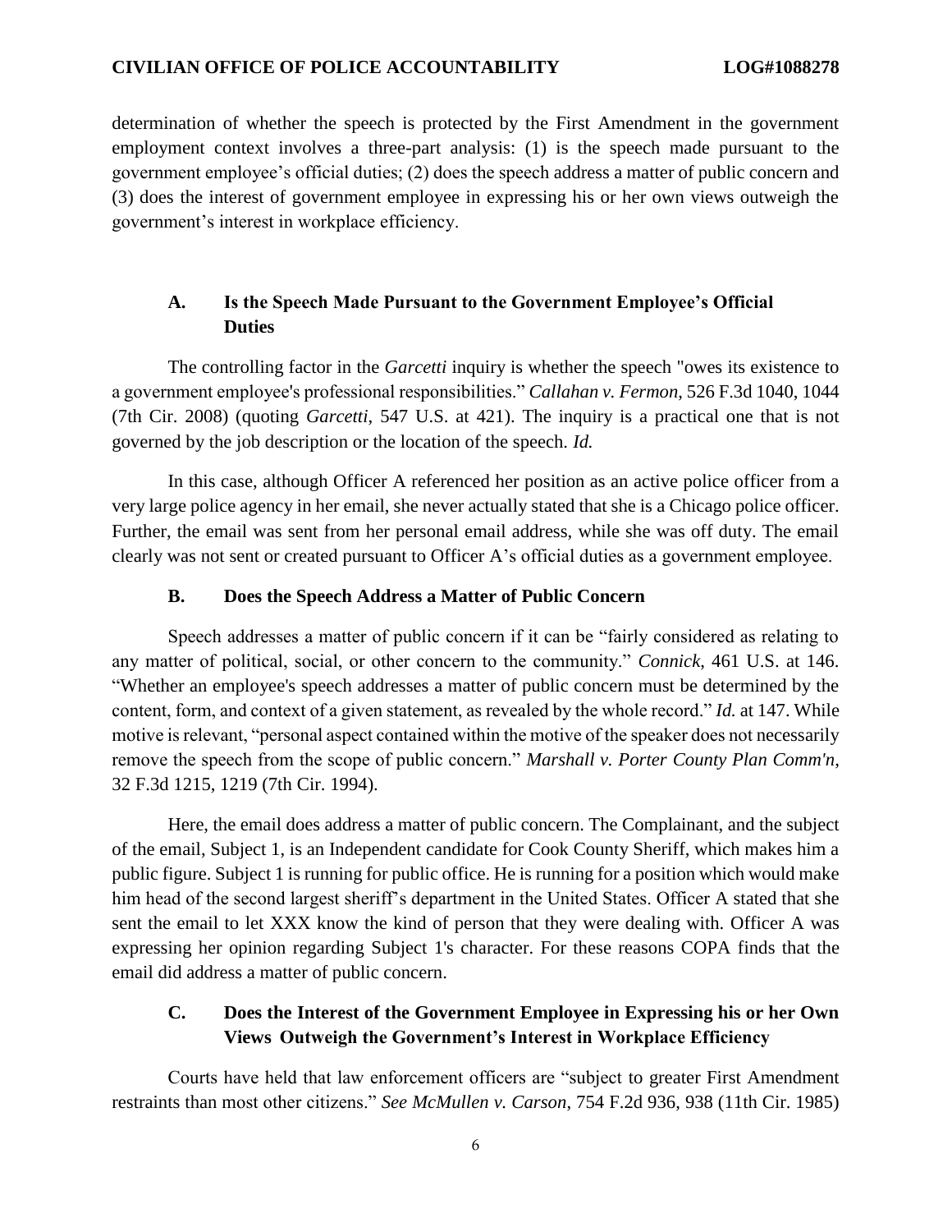determination of whether the speech is protected by the First Amendment in the government employment context involves a three-part analysis: (1) is the speech made pursuant to the government employee's official duties; (2) does the speech address a matter of public concern and (3) does the interest of government employee in expressing his or her own views outweigh the government's interest in workplace efficiency.

### A. Is the Speech Made Pursuant to the Government Employee's Official Duties

The controlling factor in the *Garcetti* inquiry is whether the speech "owes its existence to a government employee's professional responsibilities." *Callahan v. Fermon*, 526 F.3d 1040, 1044 (7th Cir. 2008) (quoting *Garcetti*, 547 U.S. at 421). The inquiry is a practical one that is not governed by the job description or the location of the speech. *Id.*

In this case, although Officer A referenced her position as an active police officer from a very large police agency in her email, she never actually stated that she is a Chicago police officer. Further, the email was sent from her personal email address, while she was off duty. The email clearly was not sent or created pursuant to Officer A's official duties as a government employee.

### B. Does the Speech Address a Matter of Public Concern

Speech addresses a matter of public concern if it can be "fairly considered as relating to any matter of political, social, or other concern to the community." *Connick*, 461 U.S. at 146. "Whether an employee's speech addresses a matter of public concern must be determined by the content, form, and context of a given statement, as revealed by the whole record." *Id.* at 147. While motive is relevant, "personal aspect contained within the motive of the speaker does not necessarily remove the speech from the scope of public concern." *Marshall v. Porter County Plan Comm'n*, 32 F.3d 1215, 1219 (7th Cir. 1994).

Here, the email does address a matter of public concern. The Complainant, and the subject of the email, Subject 1, is an Independent candidate for Cook County Sheriff, which makes him a public figure. Subject 1 is running for public office. He is running for a position which would make him head of the second largest sheriff's department in the United States. Officer A stated that she sent the email to let XXX know the kind of person that they were dealing with. Officer A was expressing her opinion regarding Subject 1's character. For these reasons COPA finds that the email did address a matter of public concern.

### C. Does the Interest of the Government Employee in Expressing his or her Own Views Outweigh the Government's Interest in Workplace Efficiency

Courts have held that law enforcement officers are "subject to greater First Amendment restraints than most other citizens." *See McMullen v. Carson*, 754 F.2d 936, 938 (11th Cir. 1985)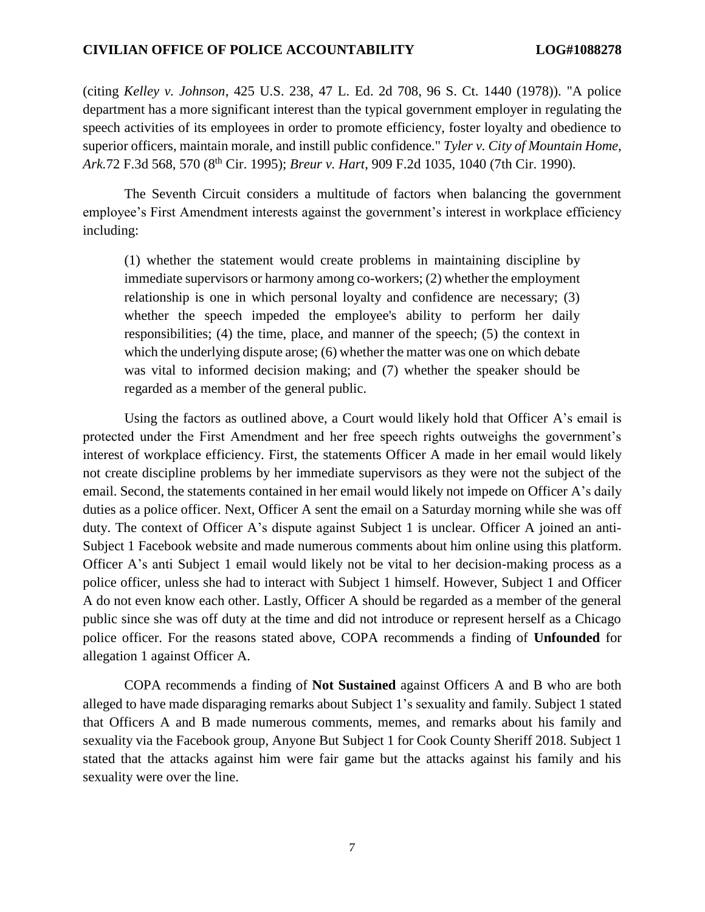(citing *Kelley v. Johnson*, 425 U.S. 238, 47 L. Ed. 2d 708, 96 S. Ct. 1440 (1978)). "A police department has a more significant interest than the typical government employer in regulating the speech activities of its employees in order to promote efficiency, foster loyalty and obedience to superior officers, maintain morale, and instill public confidence." *Tyler v. City of Mountain Home, Ark.*72 F.3d 568, 570 (8th Cir. 1995); *Breur v. Hart*, 909 F.2d 1035, 1040 (7th Cir. 1990).

The Seventh Circuit considers a multitude of factors when balancing the government employee's First Amendment interests against the government's interest in workplace efficiency including:

> (1) whether the statement would create problems in maintaining discipline by immediate supervisors or harmony among co-workers; (2) whether the employment relationship is one in which personal loyalty and confidence are necessary; (3) whether the speech impeded the employee's ability to perform her daily responsibilities; (4) the time, place, and manner of the speech; (5) the context in which the underlying dispute arose; (6) whether the matter was one on which debate was vital to informed decision making; and (7) whether the speaker should be regarded as a member of the general public.

Using the factors as outlined above, a Court would likely hold that Officer A's email is protected under the First Amendment and her free speech rights outweighs the government's interest of workplace efficiency. First, the statements Officer A made in her email would likely not create discipline problems by her immediate supervisors as they were not the subject of the email. Second, the statements contained in her email would likely not impede on Officer A's daily duties as a police officer. Next, Officer A sent the email on a Saturday morning while she was off duty. The context of Officer A's dispute against Subject 1 is unclear. Officer A joined an anti-Subject 1 Facebook website and made numerous comments about him online using this platform. Officer A's anti Subject 1 email would likely not be vital to her decision-making process as a police officer, unless she had to interact with Subject 1 himself. However, Subject 1 and Officer A do not even know each other. Lastly, Officer A should be regarded as a member of the general public since she was off duty at the time and did not introduce or represent herself as a Chicago police officer. For the reasons stated above, COPA recommends a finding of **Unfounded** for allegation 1 against Officer A.

COPA recommends a finding of **Not Sustained** against Officers A and B who are both alleged to have made disparaging remarks about Subject 1's sexuality and family. Subject 1 stated that Officers A and B made numerous comments, memes, and remarks about his family and sexuality via the Facebook group, Anyone But Subject 1 for Cook County Sheriff 2018. Subject 1 stated that the attacks against him were fair game but the attacks against his family and his sexuality were over the line.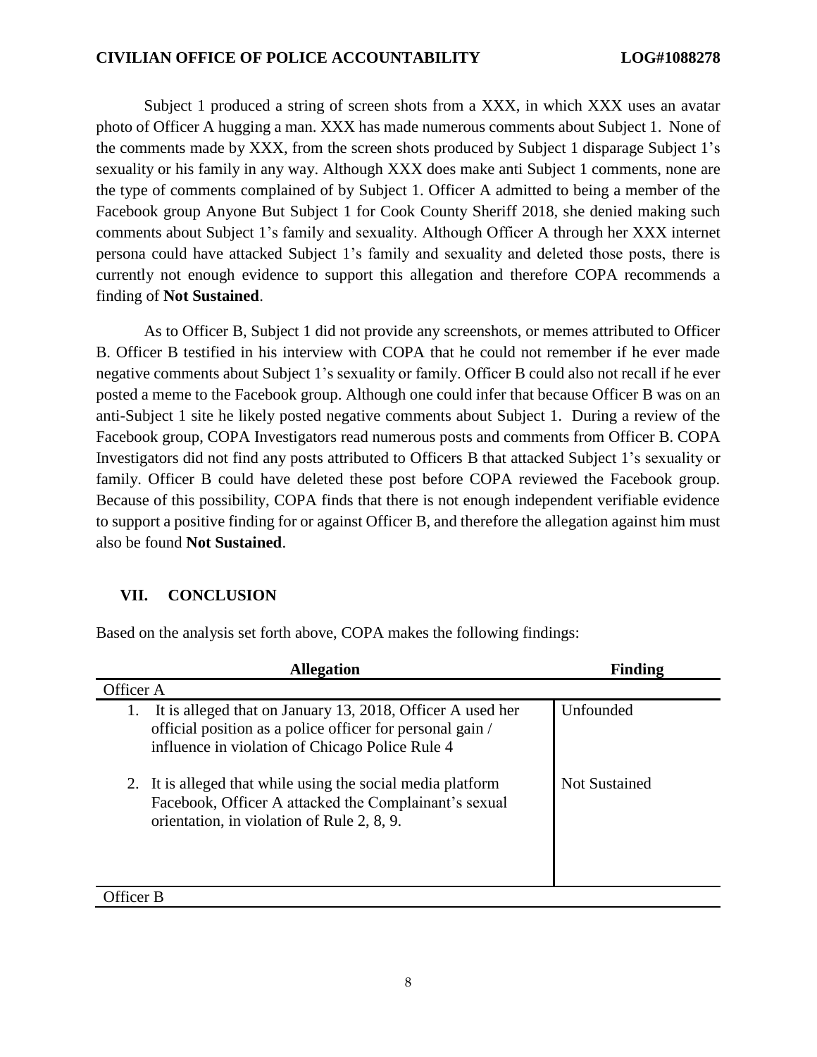Subject 1 produced a string of screen shots from a XXX, in which XXX uses an avatar photo of Officer A hugging a man. XXX has made numerous comments about Subject 1. None of the comments made by XXX, from the screen shots produced by Subject 1 disparage Subject 1's sexuality or his family in any way. Although XXX does make anti Subject 1 comments, none are the type of comments complained of by Subject 1. Officer A admitted to being a member of the Facebook group Anyone But Subject 1 for Cook County Sheriff 2018, she denied making such comments about Subject 1's family and sexuality. Although Officer A through her XXX internet persona could have attacked Subject 1's family and sexuality and deleted those posts, there is currently not enough evidence to support this allegation and therefore COPA recommends a finding of **Not Sustained**.

As to Officer B, Subject 1 did not provide any screenshots, or memes attributed to Officer B. Officer B testified in his interview with COPA that he could not remember if he ever made negative comments about Subject 1's sexuality or family. Officer B could also not recall if he ever posted a meme to the Facebook group. Although one could infer that because Officer B was on an anti-Subject 1 site he likely posted negative comments about Subject 1. During a review of the Facebook group, COPA Investigators read numerous posts and comments from Officer B. COPA Investigators did not find any posts attributed to Officers B that attacked Subject 1's sexuality or family. Officer B could have deleted these post before COPA reviewed the Facebook group. Because of this possibility, COPA finds that there is not enough independent verifiable evidence to support a positive finding for or against Officer B, and therefore the allegation against him must also be found **Not Sustained**.

## VII. CONCLUSION

Based on the analysis set forth above, COPA makes the following findings:

| Allegation | Finding |
|---|---|
| Officer A | |
| 1. It is alleged that on January 13, 2018, Officer A used her official position as a police officer for personal gain / influence in violation of Chicago Police Rule 4 | Unfounded |
| 2. It is alleged that while using the social media platform Facebook, Officer A attacked the Complainant's sexual orientation, in violation of Rule 2, 8, 9. | Not Sustained |
| Officer B | |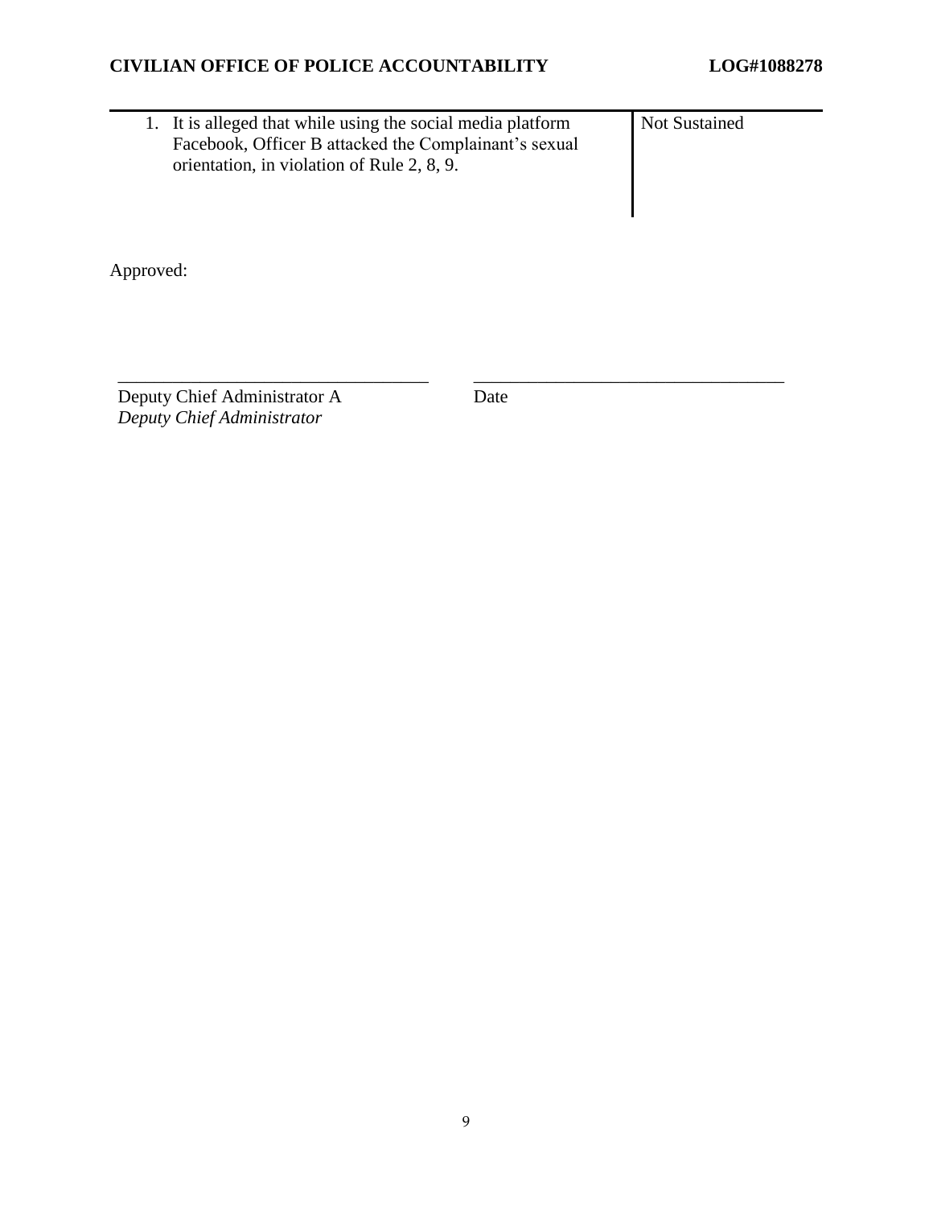| | |
|---|---|
| 1. It is alleged that while using the social media platform Facebook, Officer B attacked the Complainant's sexual orientation, in violation of Rule 2, 8, 9. | Not Sustained |

Approved:

\_\_\_\_\_\_\_\_\_\_\_\_\_\_\_\_\_\_\_\_\_\_\_\_\_\_\_\_\_\_\_\_\_\_ \_\_\_\_\_\_\_\_\_\_\_\_\_\_\_\_\_\_\_\_\_\_\_\_\_\_\_\_\_\_\_\_\_\_

Deputy Chief Administrator A  
*Deputy Chief Administrator*

Date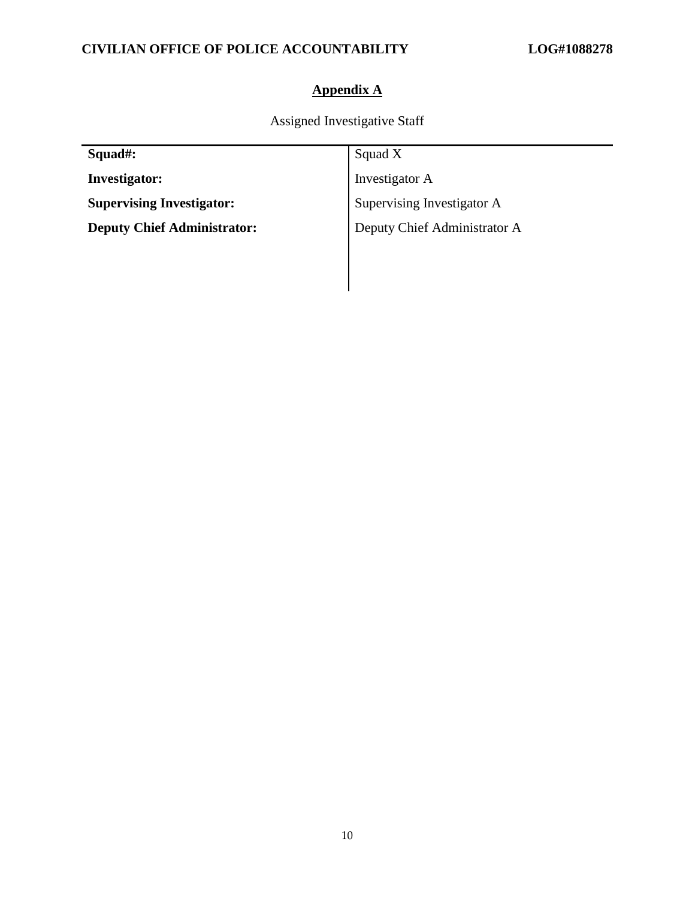## Appendix A

Assigned Investigative Staff

| | |
|---|---|
| **Squad#:** | Squad X |
| **Investigator:** | Investigator A |
| **Supervising Investigator:** | Supervising Investigator A |
| **Deputy Chief Administrator:** | Deputy Chief Administrator A |